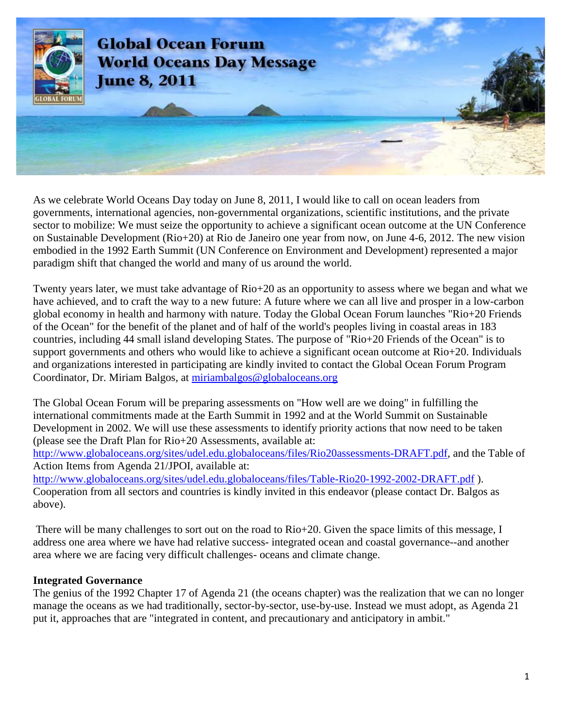# Global Ocean Forum World Oceans Day Message June 8, 2011

As we celebrate World Oceans Day today on June 8, 2011, I would like to call on ocean leaders from governments, international agencies, non-governmental organizations, scientific institutions, and the private sector to mobilize: We must seize the opportunity to achieve a significant ocean outcome at the UN Conference on Sustainable Development (Rio+20) at Rio de Janeiro one year from now, on June 4-6, 2012. The new vision embodied in the 1992 Earth Summit (UN Conference on Environment and Development) represented a major paradigm shift that changed the world and many of us around the world.

Twenty years later, we must take advantage of Rio+20 as an opportunity to assess where we began and what we have achieved, and to craft the way to a new future: A future where we can all live and prosper in a low-carbon global economy in health and harmony with nature. Today the Global Ocean Forum launches "Rio+20 Friends of the Ocean" for the benefit of the planet and of half of the world's peoples living in coastal areas in 183 countries, including 44 small island developing States. The purpose of "Rio+20 Friends of the Ocean" is to support governments and others who would like to achieve a significant ocean outcome at Rio+20. Individuals and organizations interested in participating are kindly invited to contact the Global Ocean Forum Program Coordinator, Dr. Miriam Balgos, at miriambalgos@globaloceans.org

The Global Ocean Forum will be preparing assessments on "How well are we doing" in fulfilling the international commitments made at the Earth Summit in 1992 and at the World Summit on Sustainable Development in 2002. We will use these assessments to identify priority actions that now need to be taken (please see the Draft Plan for Rio+20 Assessments, available at: http://www.globaloceans.org/sites/udel.edu.globaloceans/files/Rio20assessments-DRAFT.pdf, and the Table of Action Items from Agenda 21/JPOI, available at: http://www.globaloceans.org/sites/udel.edu.globaloceans/files/Table-Rio20-1992-2002-DRAFT.pdf ). Cooperation from all sectors and countries is kindly invited in this endeavor (please contact Dr. Balgos as above).

There will be many challenges to sort out on the road to Rio+20. Given the space limits of this message, I address one area where we have had relative success- integrated ocean and coastal governance--and another area where we are facing very difficult challenges- oceans and climate change.

**Integrated Governance**

The genius of the 1992 Chapter 17 of Agenda 21 (the oceans chapter) was the realization that we can no longer manage the oceans as we had traditionally, sector-by-sector, use-by-use. Instead we must adopt, as Agenda 21 put it, approaches that are "integrated in content, and precautionary and anticipatory in ambit."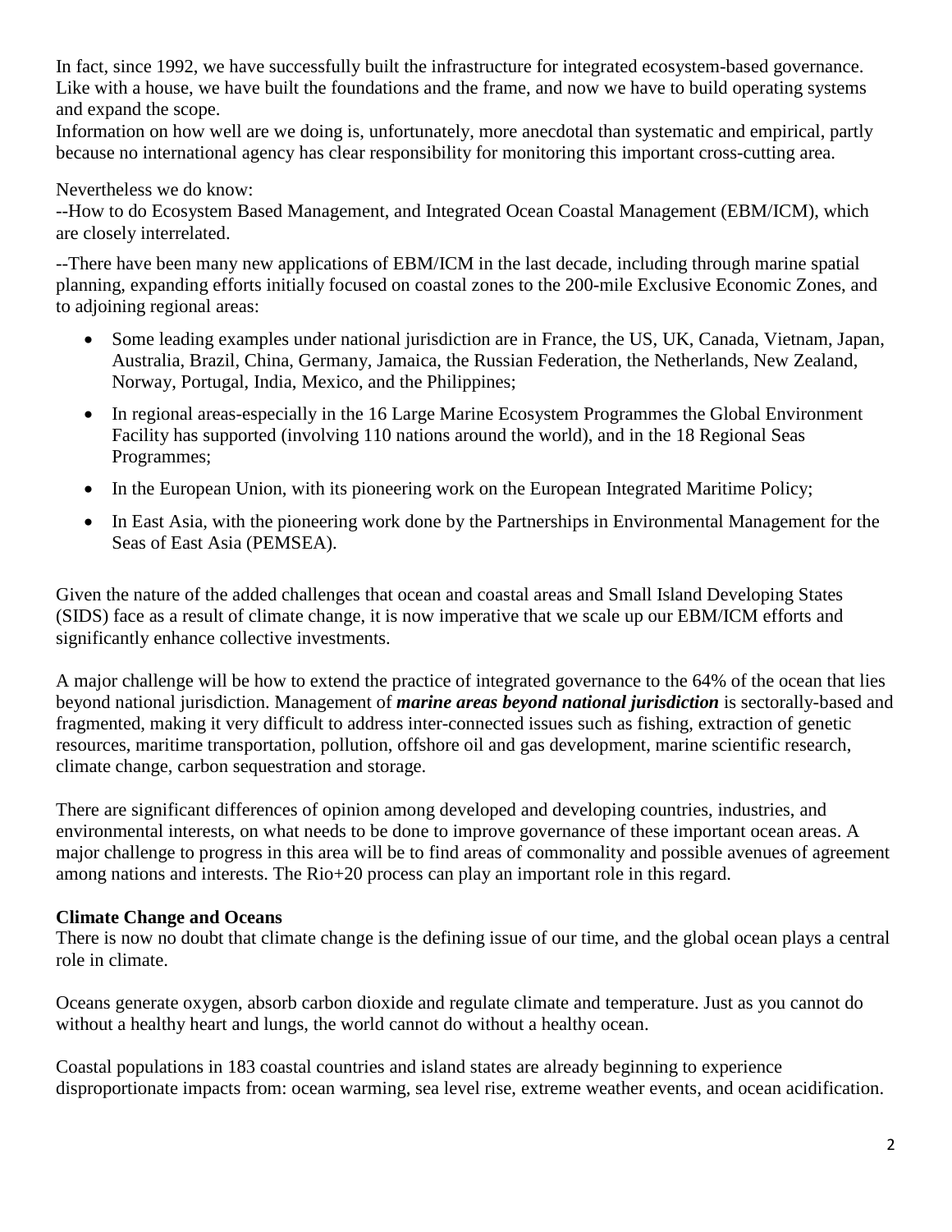In fact, since 1992, we have successfully built the infrastructure for integrated ecosystem-based governance. Like with a house, we have built the foundations and the frame, and now we have to build operating systems and expand the scope.

Information on how well are we doing is, unfortunately, more anecdotal than systematic and empirical, partly because no international agency has clear responsibility for monitoring this important cross-cutting area.

Nevertheless we do know:

--How to do Ecosystem Based Management, and Integrated Ocean Coastal Management (EBM/ICM), which are closely interrelated.

--There have been many new applications of EBM/ICM in the last decade, including through marine spatial planning, expanding efforts initially focused on coastal zones to the 200-mile Exclusive Economic Zones, and to adjoining regional areas:

- Some leading examples under national jurisdiction are in France, the US, UK, Canada, Vietnam, Japan, Australia, Brazil, China, Germany, Jamaica, the Russian Federation, the Netherlands, New Zealand, Norway, Portugal, India, Mexico, and the Philippines;
- In regional areas-especially in the 16 Large Marine Ecosystem Programmes the Global Environment Facility has supported (involving 110 nations around the world), and in the 18 Regional Seas Programmes;
- In the European Union, with its pioneering work on the European Integrated Maritime Policy;
- In East Asia, with the pioneering work done by the Partnerships in Environmental Management for the Seas of East Asia (PEMSEA).

Given the nature of the added challenges that ocean and coastal areas and Small Island Developing States (SIDS) face as a result of climate change, it is now imperative that we scale up our EBM/ICM efforts and significantly enhance collective investments.

A major challenge will be how to extend the practice of integrated governance to the 64% of the ocean that lies beyond national jurisdiction. Management of ***marine areas beyond national jurisdiction*** is sectorally-based and fragmented, making it very difficult to address inter-connected issues such as fishing, extraction of genetic resources, maritime transportation, pollution, offshore oil and gas development, marine scientific research, climate change, carbon sequestration and storage.

There are significant differences of opinion among developed and developing countries, industries, and environmental interests, on what needs to be done to improve governance of these important ocean areas. A major challenge to progress in this area will be to find areas of commonality and possible avenues of agreement among nations and interests. The Rio+20 process can play an important role in this regard.

**Climate Change and Oceans**

There is now no doubt that climate change is the defining issue of our time, and the global ocean plays a central role in climate.

Oceans generate oxygen, absorb carbon dioxide and regulate climate and temperature. Just as you cannot do without a healthy heart and lungs, the world cannot do without a healthy ocean.

Coastal populations in 183 coastal countries and island states are already beginning to experience disproportionate impacts from: ocean warming, sea level rise, extreme weather events, and ocean acidification.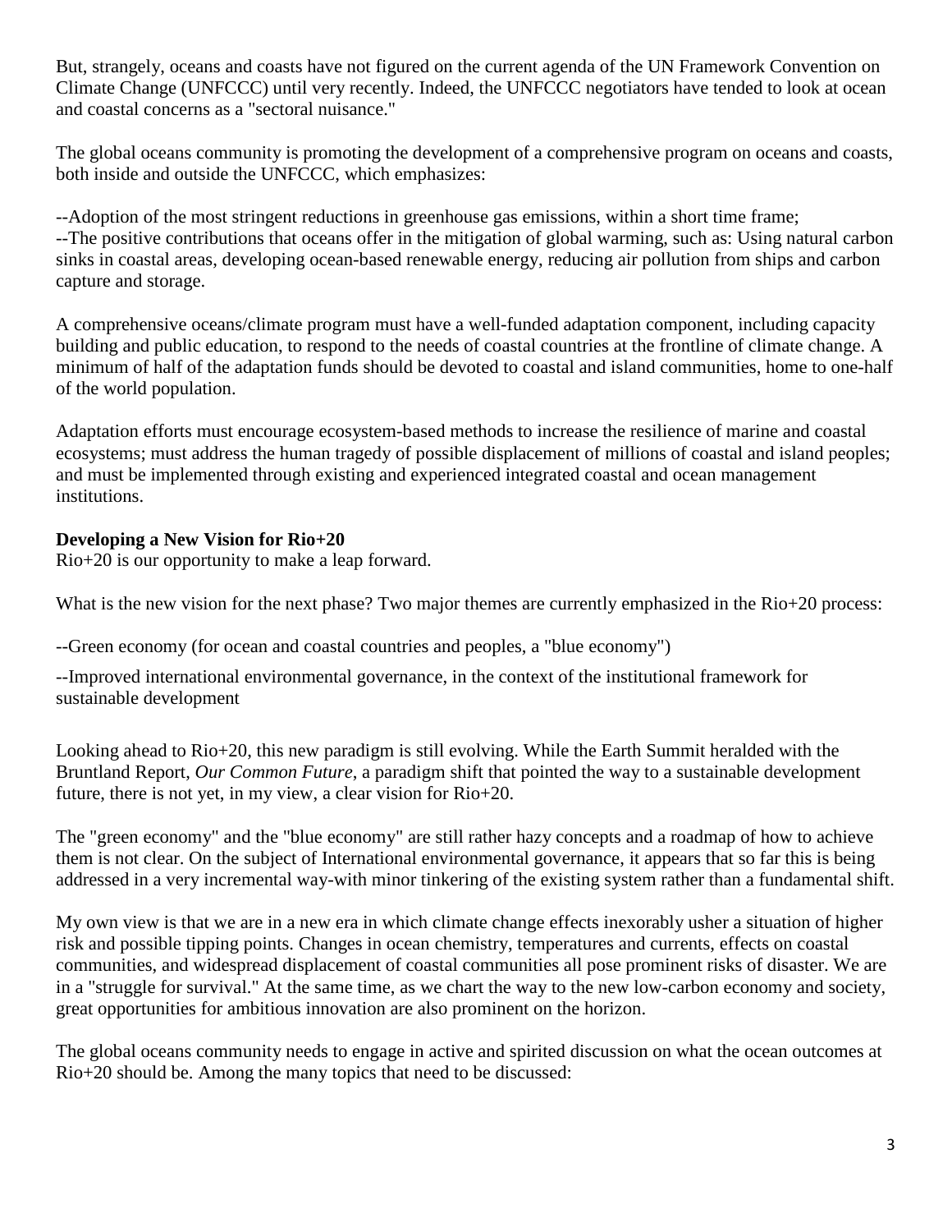But, strangely, oceans and coasts have not figured on the current agenda of the UN Framework Convention on Climate Change (UNFCCC) until very recently. Indeed, the UNFCCC negotiators have tended to look at ocean and coastal concerns as a "sectoral nuisance."

The global oceans community is promoting the development of a comprehensive program on oceans and coasts, both inside and outside the UNFCCC, which emphasizes:

--Adoption of the most stringent reductions in greenhouse gas emissions, within a short time frame;
--The positive contributions that oceans offer in the mitigation of global warming, such as: Using natural carbon sinks in coastal areas, developing ocean-based renewable energy, reducing air pollution from ships and carbon capture and storage.

A comprehensive oceans/climate program must have a well-funded adaptation component, including capacity building and public education, to respond to the needs of coastal countries at the frontline of climate change. A minimum of half of the adaptation funds should be devoted to coastal and island communities, home to one-half of the world population.

Adaptation efforts must encourage ecosystem-based methods to increase the resilience of marine and coastal ecosystems; must address the human tragedy of possible displacement of millions of coastal and island peoples; and must be implemented through existing and experienced integrated coastal and ocean management institutions.

**Developing a New Vision for Rio+20**
Rio+20 is our opportunity to make a leap forward.

What is the new vision for the next phase? Two major themes are currently emphasized in the Rio+20 process:

--Green economy (for ocean and coastal countries and peoples, a "blue economy")

--Improved international environmental governance, in the context of the institutional framework for sustainable development

Looking ahead to Rio+20, this new paradigm is still evolving. While the Earth Summit heralded with the Bruntland Report, *Our Common Future*, a paradigm shift that pointed the way to a sustainable development future, there is not yet, in my view, a clear vision for Rio+20.

The "green economy" and the "blue economy" are still rather hazy concepts and a roadmap of how to achieve them is not clear. On the subject of International environmental governance, it appears that so far this is being addressed in a very incremental way-with minor tinkering of the existing system rather than a fundamental shift.

My own view is that we are in a new era in which climate change effects inexorably usher a situation of higher risk and possible tipping points. Changes in ocean chemistry, temperatures and currents, effects on coastal communities, and widespread displacement of coastal communities all pose prominent risks of disaster. We are in a "struggle for survival." At the same time, as we chart the way to the new low-carbon economy and society, great opportunities for ambitious innovation are also prominent on the horizon.

The global oceans community needs to engage in active and spirited discussion on what the ocean outcomes at Rio+20 should be. Among the many topics that need to be discussed: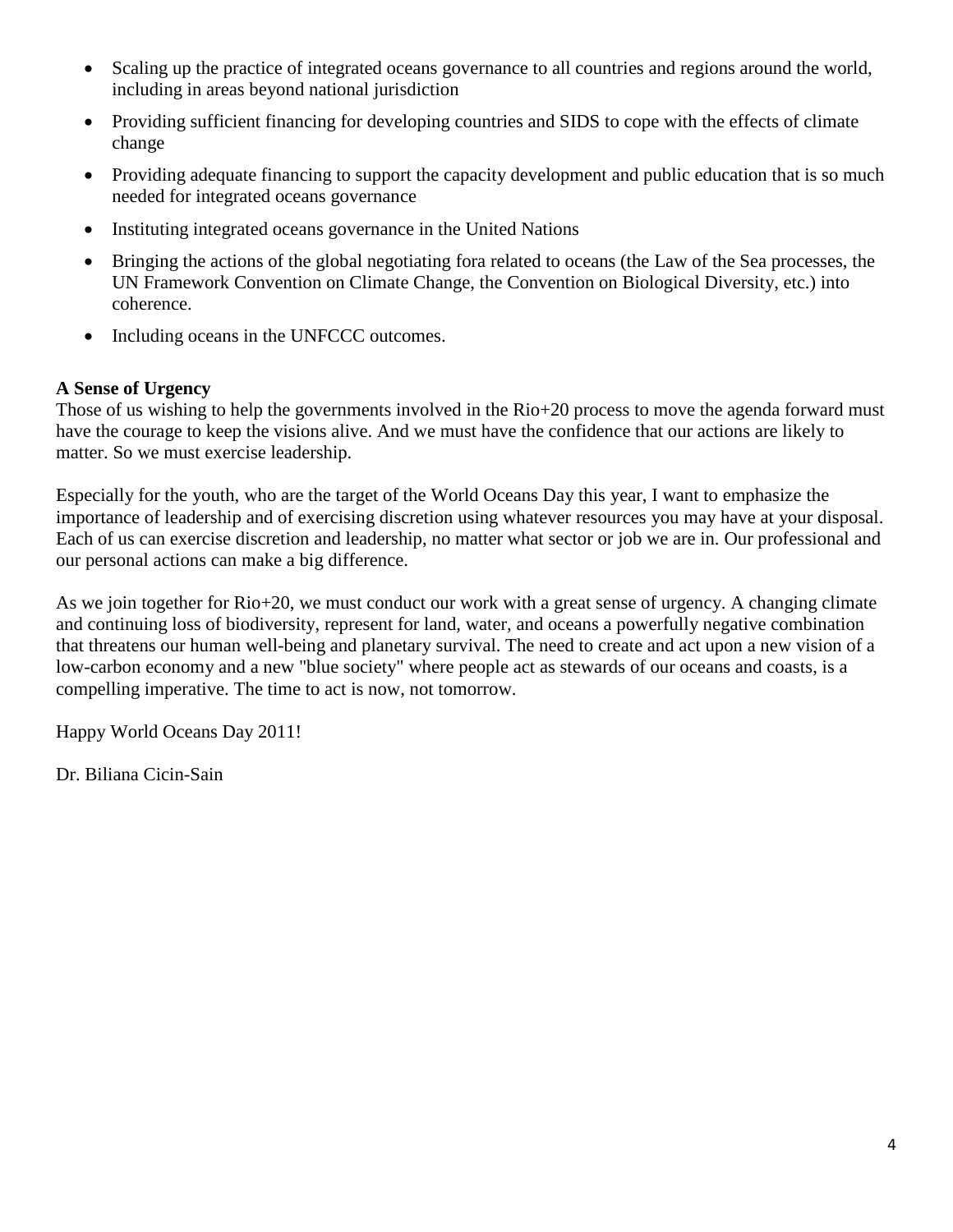- Scaling up the practice of integrated oceans governance to all countries and regions around the world, including in areas beyond national jurisdiction
- Providing sufficient financing for developing countries and SIDS to cope with the effects of climate change
- Providing adequate financing to support the capacity development and public education that is so much needed for integrated oceans governance
- Instituting integrated oceans governance in the United Nations
- Bringing the actions of the global negotiating fora related to oceans (the Law of the Sea processes, the UN Framework Convention on Climate Change, the Convention on Biological Diversity, etc.) into coherence.
- Including oceans in the UNFCCC outcomes.

**A Sense of Urgency**

Those of us wishing to help the governments involved in the Rio+20 process to move the agenda forward must have the courage to keep the visions alive. And we must have the confidence that our actions are likely to matter. So we must exercise leadership.

Especially for the youth, who are the target of the World Oceans Day this year, I want to emphasize the importance of leadership and of exercising discretion using whatever resources you may have at your disposal. Each of us can exercise discretion and leadership, no matter what sector or job we are in. Our professional and our personal actions can make a big difference.

As we join together for Rio+20, we must conduct our work with a great sense of urgency. A changing climate and continuing loss of biodiversity, represent for land, water, and oceans a powerfully negative combination that threatens our human well-being and planetary survival. The need to create and act upon a new vision of a low-carbon economy and a new "blue society" where people act as stewards of our oceans and coasts, is a compelling imperative. The time to act is now, not tomorrow.

Happy World Oceans Day 2011!

Dr. Biliana Cicin-Sain